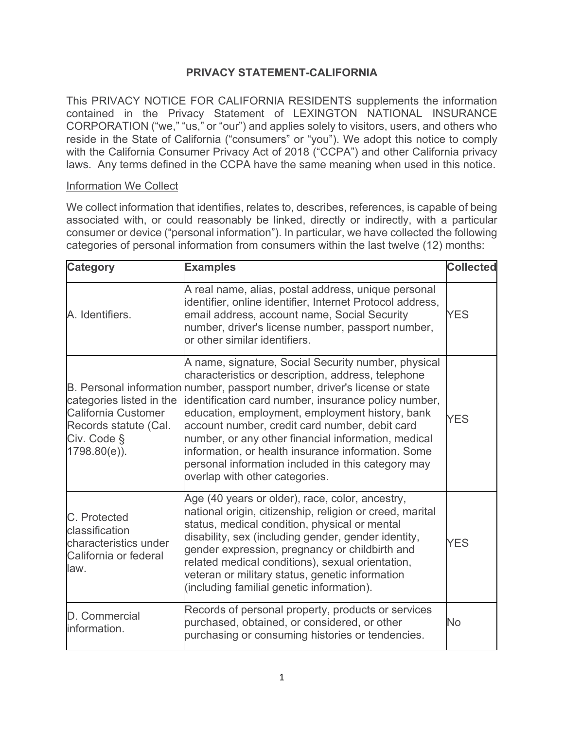# PRIVACY STATEMENT-CALIFORNIA

This PRIVACY NOTICE FOR CALIFORNIA RESIDENTS supplements the information contained in the Privacy Statement of LEXINGTON NATIONAL INSURANCE CORPORATION ("we," "us," or "our") and applies solely to visitors, users, and others who reside in the State of California ("consumers" or "you"). We adopt this notice to comply with the California Consumer Privacy Act of 2018 ("CCPA") and other California privacy laws. Any terms defined in the CCPA have the same meaning when used in this notice.

## Information We Collect

We collect information that identifies, relates to, describes, references, is capable of being associated with, or could reasonably be linked, directly or indirectly, with a particular consumer or device ("personal information"). In particular, we have collected the following categories of personal information from consumers within the last twelve (12) months:

| Category | Examples | Collected |
|---|---|---|
| A. Identifiers. | A real name, alias, postal address, unique personal identifier, online identifier, Internet Protocol address, email address, account name, Social Security number, driver's license number, passport number, or other similar identifiers. | YES |
| B. Personal information categories listed in the California Customer Records statute (Cal. Civ. Code § 1798.80(e)). | A name, signature, Social Security number, physical characteristics or description, address, telephone number, passport number, driver's license or state identification card number, insurance policy number, education, employment, employment history, bank account number, credit card number, debit card number, or any other financial information, medical information, or health insurance information. Some personal information included in this category may overlap with other categories. | YES |
| C. Protected classification characteristics under California or federal law. | Age (40 years or older), race, color, ancestry, national origin, citizenship, religion or creed, marital status, medical condition, physical or mental disability, sex (including gender, gender identity, gender expression, pregnancy or childbirth and related medical conditions), sexual orientation, veteran or military status, genetic information (including familial genetic information). | YES |
| D. Commercial information. | Records of personal property, products or services purchased, obtained, or considered, or other purchasing or consuming histories or tendencies. | No |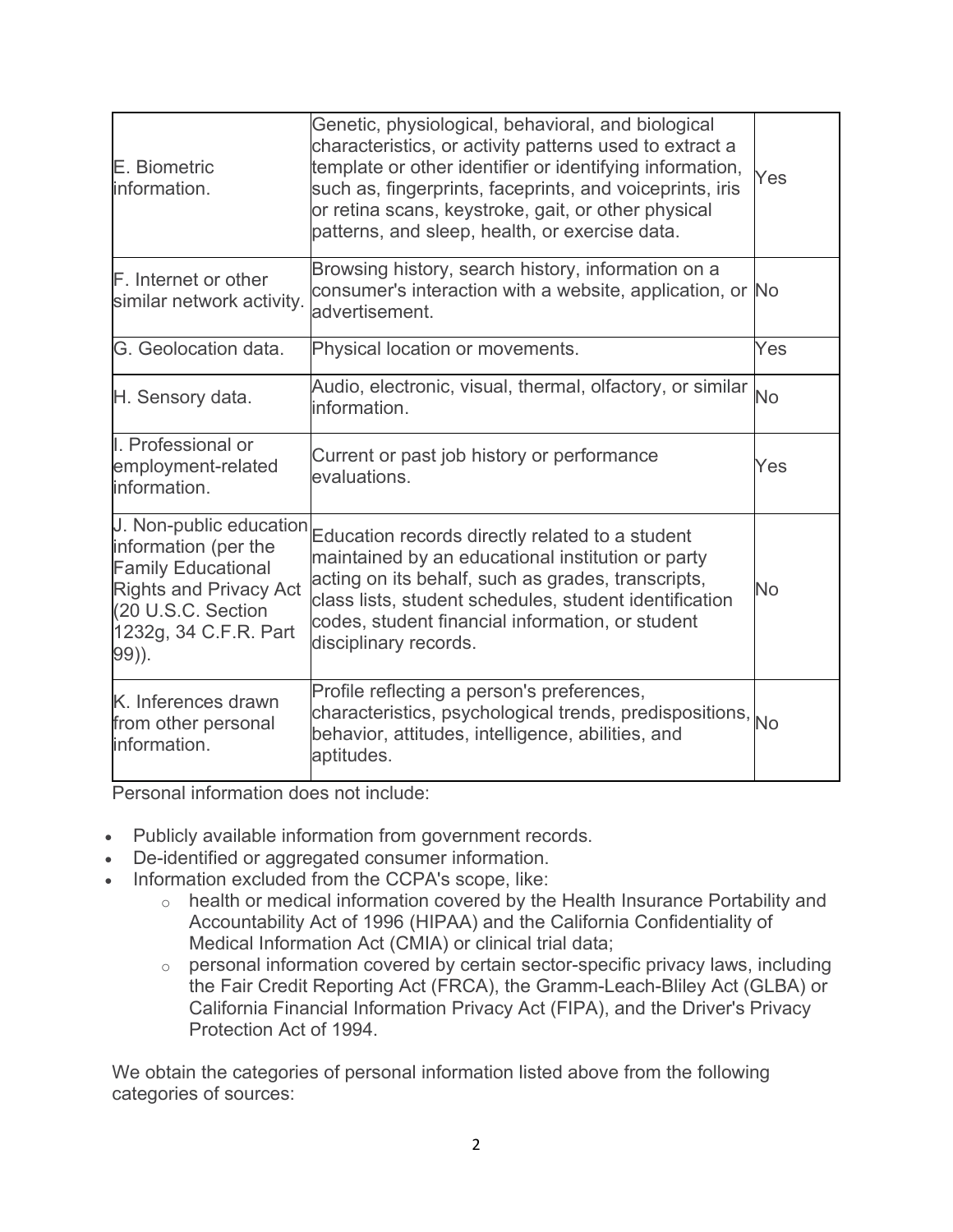| | | |
|---|---|---|
| E. Biometric information. | Genetic, physiological, behavioral, and biological characteristics, or activity patterns used to extract a template or other identifier or identifying information, such as, fingerprints, faceprints, and voiceprints, iris or retina scans, keystroke, gait, or other physical patterns, and sleep, health, or exercise data. | Yes |
| F. Internet or other similar network activity. | Browsing history, search history, information on a consumer's interaction with a website, application, or advertisement. | No |
| G. Geolocation data. | Physical location or movements. | Yes |
| H. Sensory data. | Audio, electronic, visual, thermal, olfactory, or similar information. | No |
| I. Professional or employment-related information. | Current or past job history or performance evaluations. | Yes |
| J. Non-public education information (per the Family Educational Rights and Privacy Act (20 U.S.C. Section 1232g, 34 C.F.R. Part 99)). | Education records directly related to a student maintained by an educational institution or party acting on its behalf, such as grades, transcripts, class lists, student schedules, student identification codes, student financial information, or student disciplinary records. | No |
| K. Inferences drawn from other personal information. | Profile reflecting a person's preferences, characteristics, psychological trends, predispositions, behavior, attitudes, intelligence, abilities, and aptitudes. | No |

Personal information does not include:

- Publicly available information from government records.
- De-identified or aggregated consumer information.
- Information excluded from the CCPA's scope, like:
  - health or medical information covered by the Health Insurance Portability and Accountability Act of 1996 (HIPAA) and the California Confidentiality of Medical Information Act (CMIA) or clinical trial data;
  - personal information covered by certain sector-specific privacy laws, including the Fair Credit Reporting Act (FRCA), the Gramm-Leach-Bliley Act (GLBA) or California Financial Information Privacy Act (FIPA), and the Driver's Privacy Protection Act of 1994.

We obtain the categories of personal information listed above from the following categories of sources: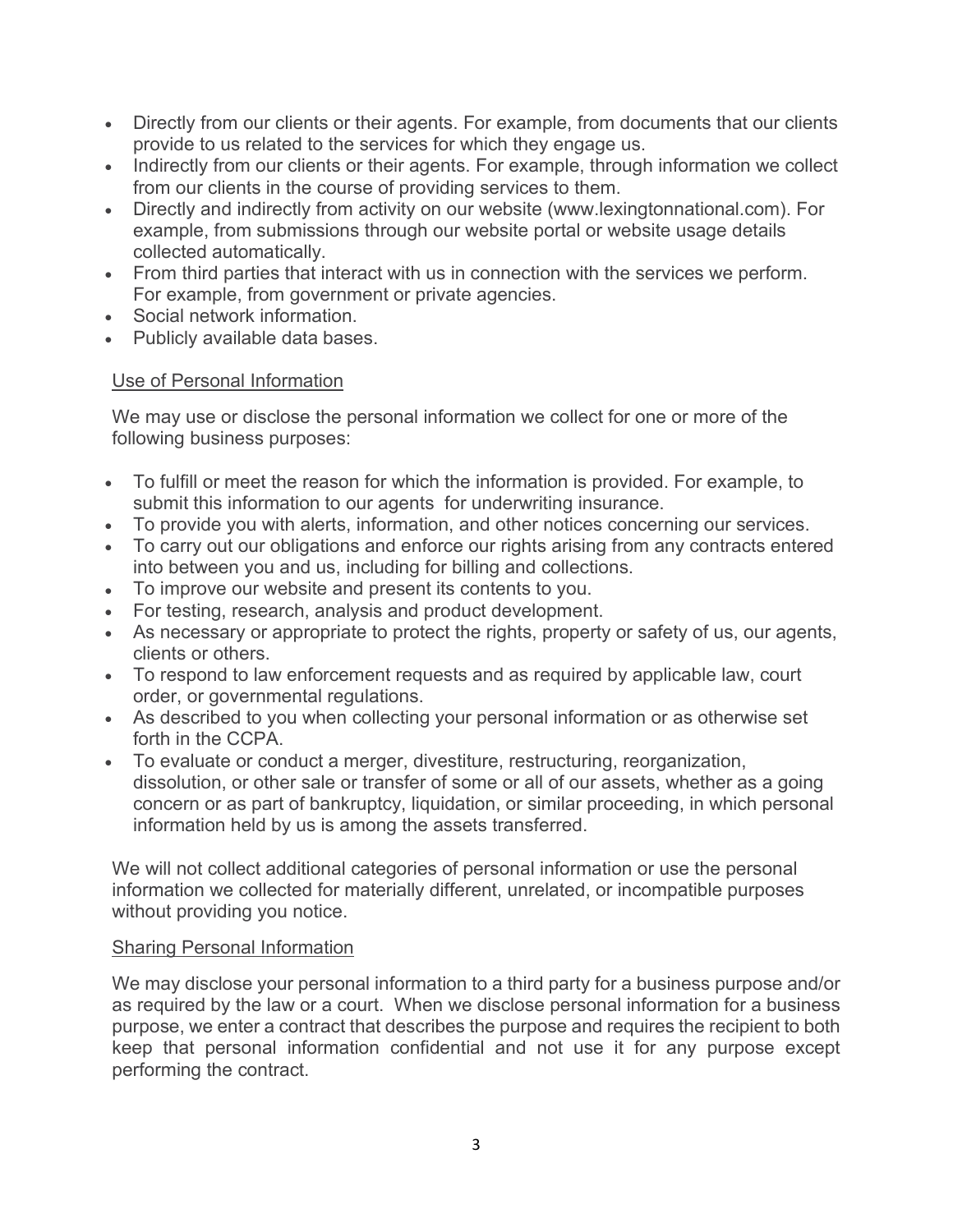- Directly from our clients or their agents. For example, from documents that our clients provide to us related to the services for which they engage us.
- Indirectly from our clients or their agents. For example, through information we collect from our clients in the course of providing services to them.
- Directly and indirectly from activity on our website (www.lexingtonnational.com). For example, from submissions through our website portal or website usage details collected automatically.
- From third parties that interact with us in connection with the services we perform. For example, from government or private agencies.
- Social network information.
- Publicly available data bases.

<u>Use of Personal Information</u>

We may use or disclose the personal information we collect for one or more of the following business purposes:

- To fulfill or meet the reason for which the information is provided. For example, to submit this information to our agents for underwriting insurance.
- To provide you with alerts, information, and other notices concerning our services.
- To carry out our obligations and enforce our rights arising from any contracts entered into between you and us, including for billing and collections.
- To improve our website and present its contents to you.
- For testing, research, analysis and product development.
- As necessary or appropriate to protect the rights, property or safety of us, our agents, clients or others.
- To respond to law enforcement requests and as required by applicable law, court order, or governmental regulations.
- As described to you when collecting your personal information or as otherwise set forth in the CCPA.
- To evaluate or conduct a merger, divestiture, restructuring, reorganization, dissolution, or other sale or transfer of some or all of our assets, whether as a going concern or as part of bankruptcy, liquidation, or similar proceeding, in which personal information held by us is among the assets transferred.

We will not collect additional categories of personal information or use the personal information we collected for materially different, unrelated, or incompatible purposes without providing you notice.

<u>Sharing Personal Information</u>

We may disclose your personal information to a third party for a business purpose and/or as required by the law or a court. When we disclose personal information for a business purpose, we enter a contract that describes the purpose and requires the recipient to both keep that personal information confidential and not use it for any purpose except performing the contract.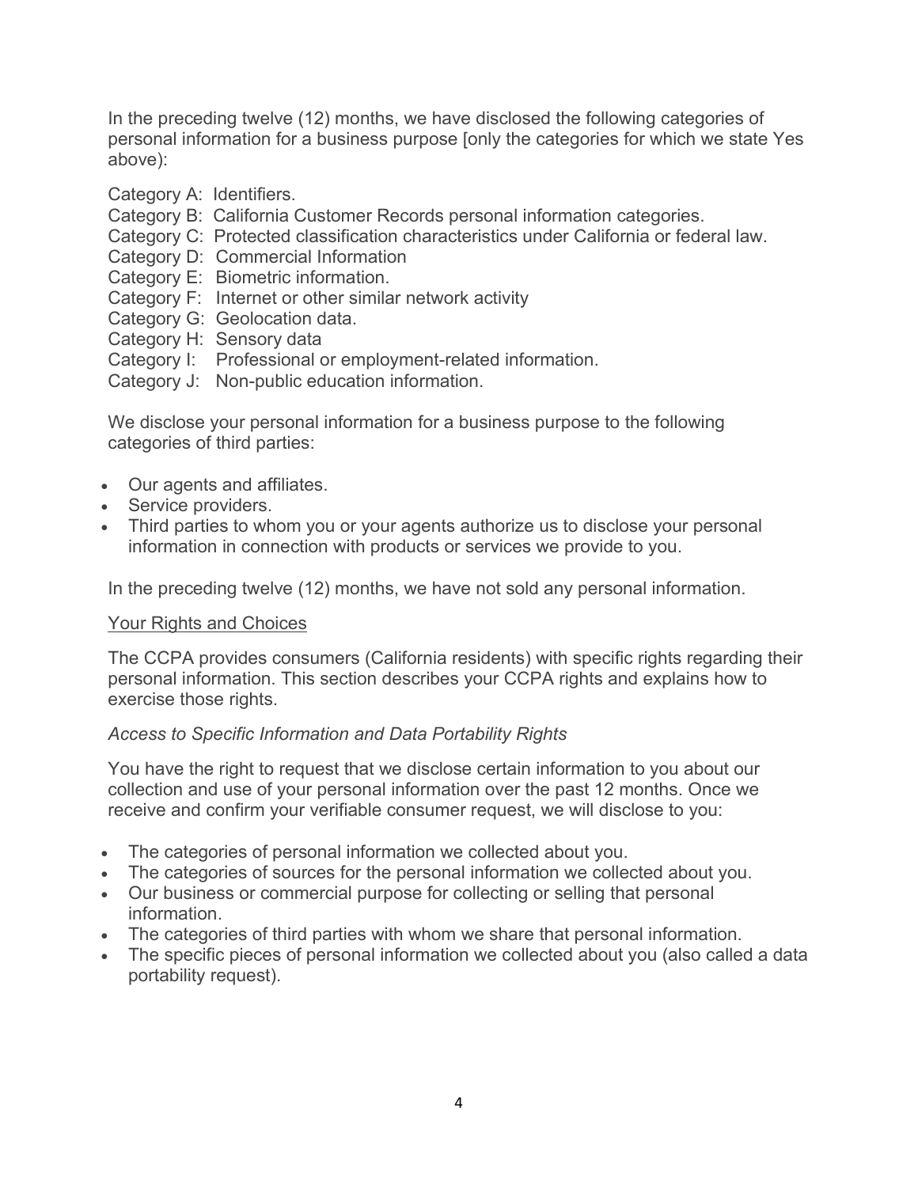In the preceding twelve (12) months, we have disclosed the following categories of personal information for a business purpose [only the categories for which we state Yes above):

Category A: Identifiers.
Category B: California Customer Records personal information categories.
Category C: Protected classification characteristics under California or federal law.
Category D: Commercial Information
Category E: Biometric information.
Category F: Internet or other similar network activity
Category G: Geolocation data.
Category H: Sensory data
Category I: Professional or employment-related information.
Category J: Non-public education information.

We disclose your personal information for a business purpose to the following categories of third parties:

- Our agents and affiliates.
- Service providers.
- Third parties to whom you or your agents authorize us to disclose your personal information in connection with products or services we provide to you.

In the preceding twelve (12) months, we have not sold any personal information.

<u>Your Rights and Choices</u>

The CCPA provides consumers (California residents) with specific rights regarding their personal information. This section describes your CCPA rights and explains how to exercise those rights.

*Access to Specific Information and Data Portability Rights*

You have the right to request that we disclose certain information to you about our collection and use of your personal information over the past 12 months. Once we receive and confirm your verifiable consumer request, we will disclose to you:

- The categories of personal information we collected about you.
- The categories of sources for the personal information we collected about you.
- Our business or commercial purpose for collecting or selling that personal information.
- The categories of third parties with whom we share that personal information.
- The specific pieces of personal information we collected about you (also called a data portability request).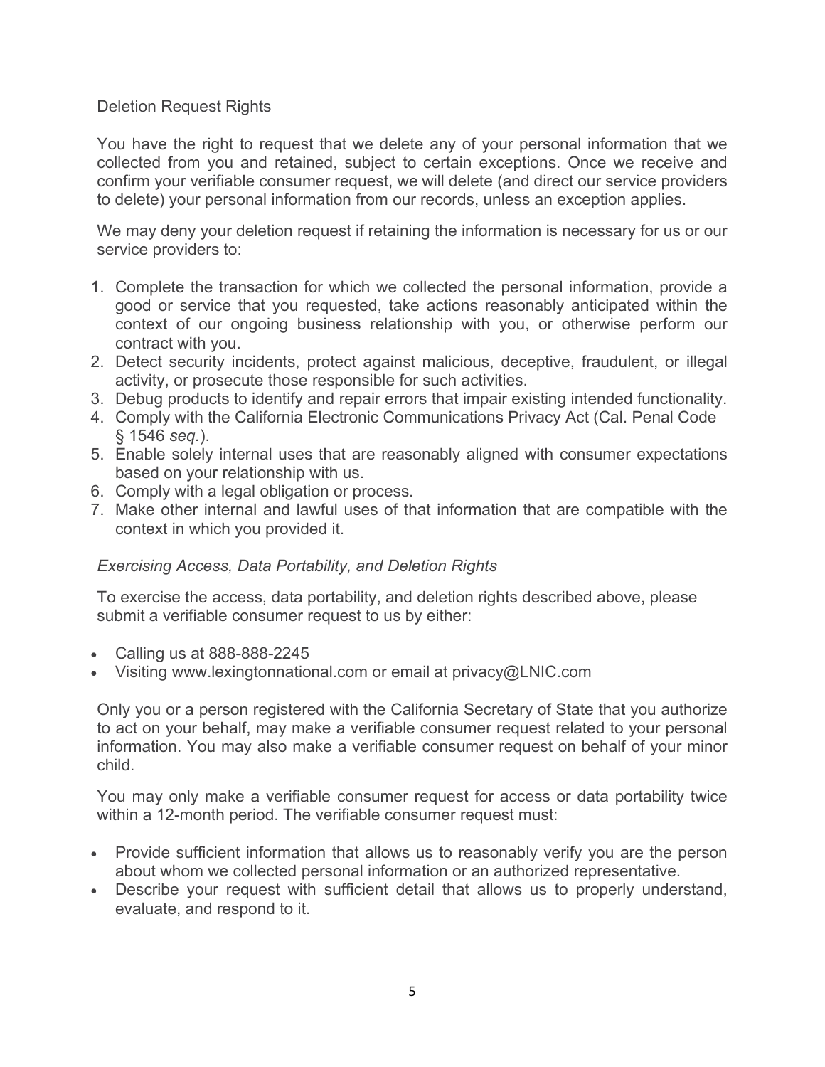Deletion Request Rights

You have the right to request that we delete any of your personal information that we collected from you and retained, subject to certain exceptions. Once we receive and confirm your verifiable consumer request, we will delete (and direct our service providers to delete) your personal information from our records, unless an exception applies.

We may deny your deletion request if retaining the information is necessary for us or our service providers to:

1. Complete the transaction for which we collected the personal information, provide a good or service that you requested, take actions reasonably anticipated within the context of our ongoing business relationship with you, or otherwise perform our contract with you.
2. Detect security incidents, protect against malicious, deceptive, fraudulent, or illegal activity, or prosecute those responsible for such activities.
3. Debug products to identify and repair errors that impair existing intended functionality.
4. Comply with the California Electronic Communications Privacy Act (Cal. Penal Code § 1546 *seq.*).
5. Enable solely internal uses that are reasonably aligned with consumer expectations based on your relationship with us.
6. Comply with a legal obligation or process.
7. Make other internal and lawful uses of that information that are compatible with the context in which you provided it.

*Exercising Access, Data Portability, and Deletion Rights*

To exercise the access, data portability, and deletion rights described above, please submit a verifiable consumer request to us by either:

- Calling us at 888-888-2245
- Visiting www.lexingtonnational.com or email at privacy@LNIC.com

Only you or a person registered with the California Secretary of State that you authorize to act on your behalf, may make a verifiable consumer request related to your personal information. You may also make a verifiable consumer request on behalf of your minor child.

You may only make a verifiable consumer request for access or data portability twice within a 12-month period. The verifiable consumer request must:

- Provide sufficient information that allows us to reasonably verify you are the person about whom we collected personal information or an authorized representative.
- Describe your request with sufficient detail that allows us to properly understand, evaluate, and respond to it.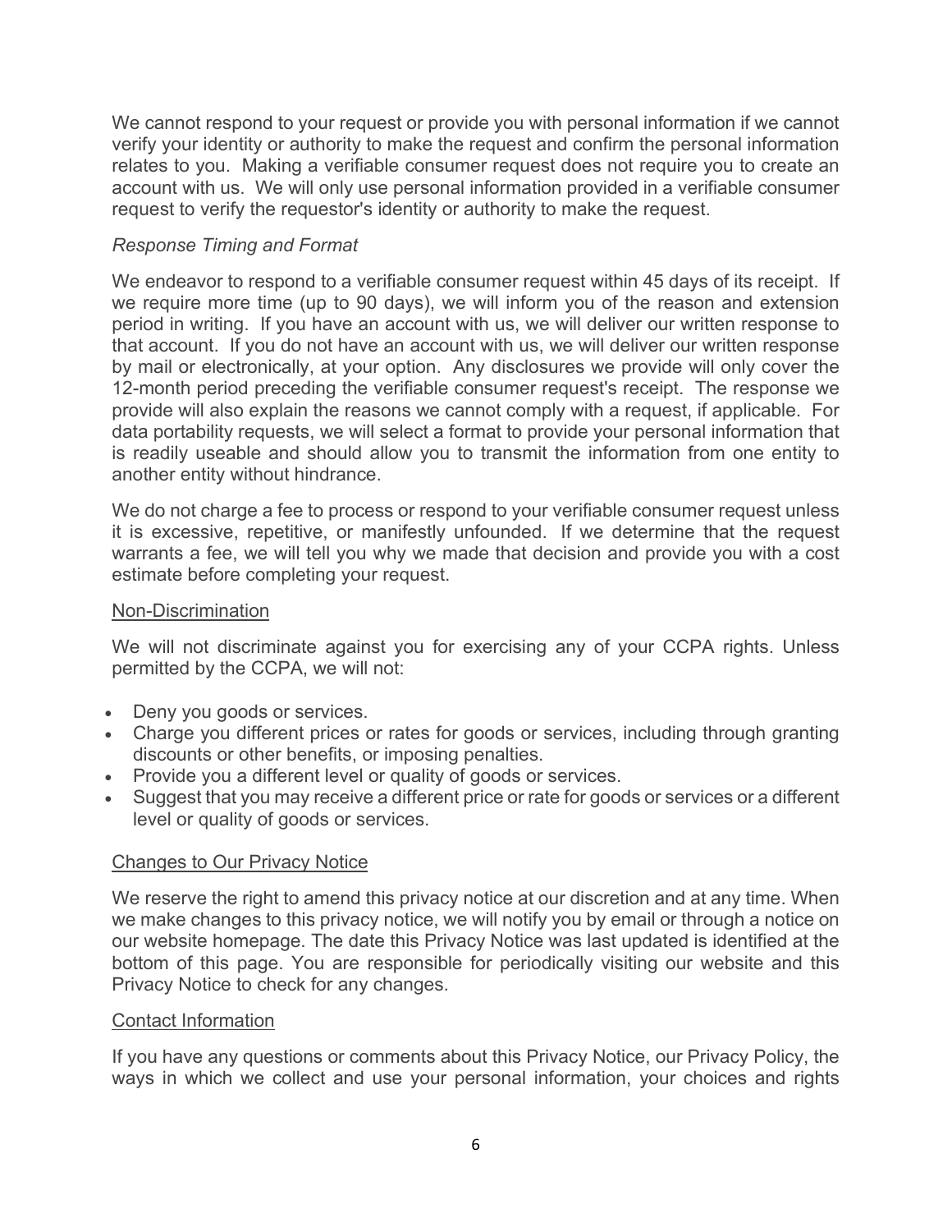We cannot respond to your request or provide you with personal information if we cannot verify your identity or authority to make the request and confirm the personal information relates to you. Making a verifiable consumer request does not require you to create an account with us. We will only use personal information provided in a verifiable consumer request to verify the requestor's identity or authority to make the request.

*Response Timing and Format*

We endeavor to respond to a verifiable consumer request within 45 days of its receipt. If we require more time (up to 90 days), we will inform you of the reason and extension period in writing. If you have an account with us, we will deliver our written response to that account. If you do not have an account with us, we will deliver our written response by mail or electronically, at your option. Any disclosures we provide will only cover the 12-month period preceding the verifiable consumer request's receipt. The response we provide will also explain the reasons we cannot comply with a request, if applicable. For data portability requests, we will select a format to provide your personal information that is readily useable and should allow you to transmit the information from one entity to another entity without hindrance.

We do not charge a fee to process or respond to your verifiable consumer request unless it is excessive, repetitive, or manifestly unfounded. If we determine that the request warrants a fee, we will tell you why we made that decision and provide you with a cost estimate before completing your request.

<u>Non-Discrimination</u>

We will not discriminate against you for exercising any of your CCPA rights. Unless permitted by the CCPA, we will not:

- Deny you goods or services.
- Charge you different prices or rates for goods or services, including through granting discounts or other benefits, or imposing penalties.
- Provide you a different level or quality of goods or services.
- Suggest that you may receive a different price or rate for goods or services or a different level or quality of goods or services.

<u>Changes to Our Privacy Notice</u>

We reserve the right to amend this privacy notice at our discretion and at any time. When we make changes to this privacy notice, we will notify you by email or through a notice on our website homepage. The date this Privacy Notice was last updated is identified at the bottom of this page. You are responsible for periodically visiting our website and this Privacy Notice to check for any changes.

<u>Contact Information</u>

If you have any questions or comments about this Privacy Notice, our Privacy Policy, the ways in which we collect and use your personal information, your choices and rights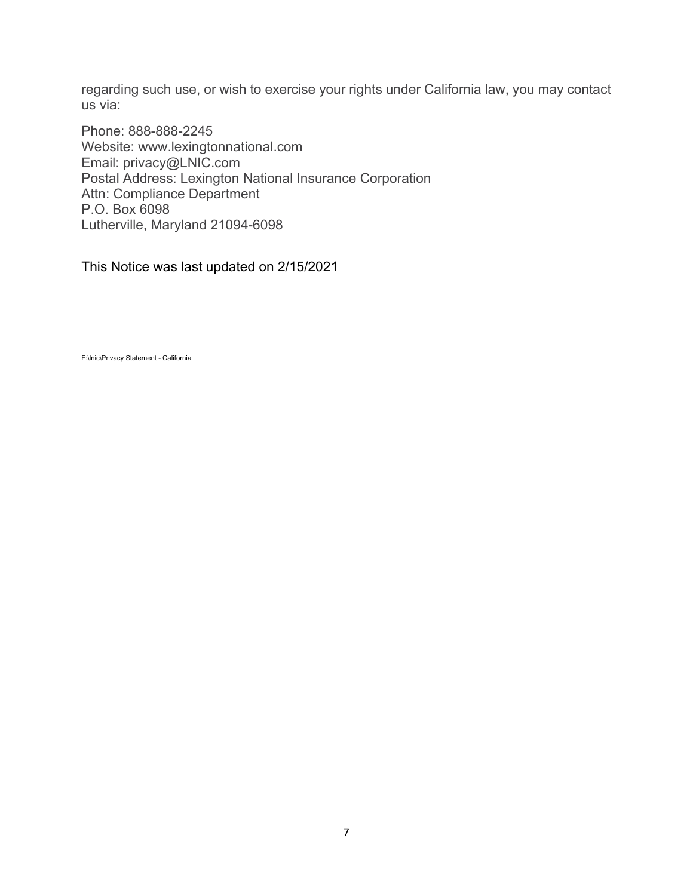regarding such use, or wish to exercise your rights under California law, you may contact us via:

Phone: 888-888-2245
Website: www.lexingtonnational.com
Email: privacy@LNIC.com
Postal Address: Lexington National Insurance Corporation
Attn: Compliance Department
P.O. Box 6098
Lutherville, Maryland 21094-6098

This Notice was last updated on 2/15/2021

F:\lnic\Privacy Statement - California